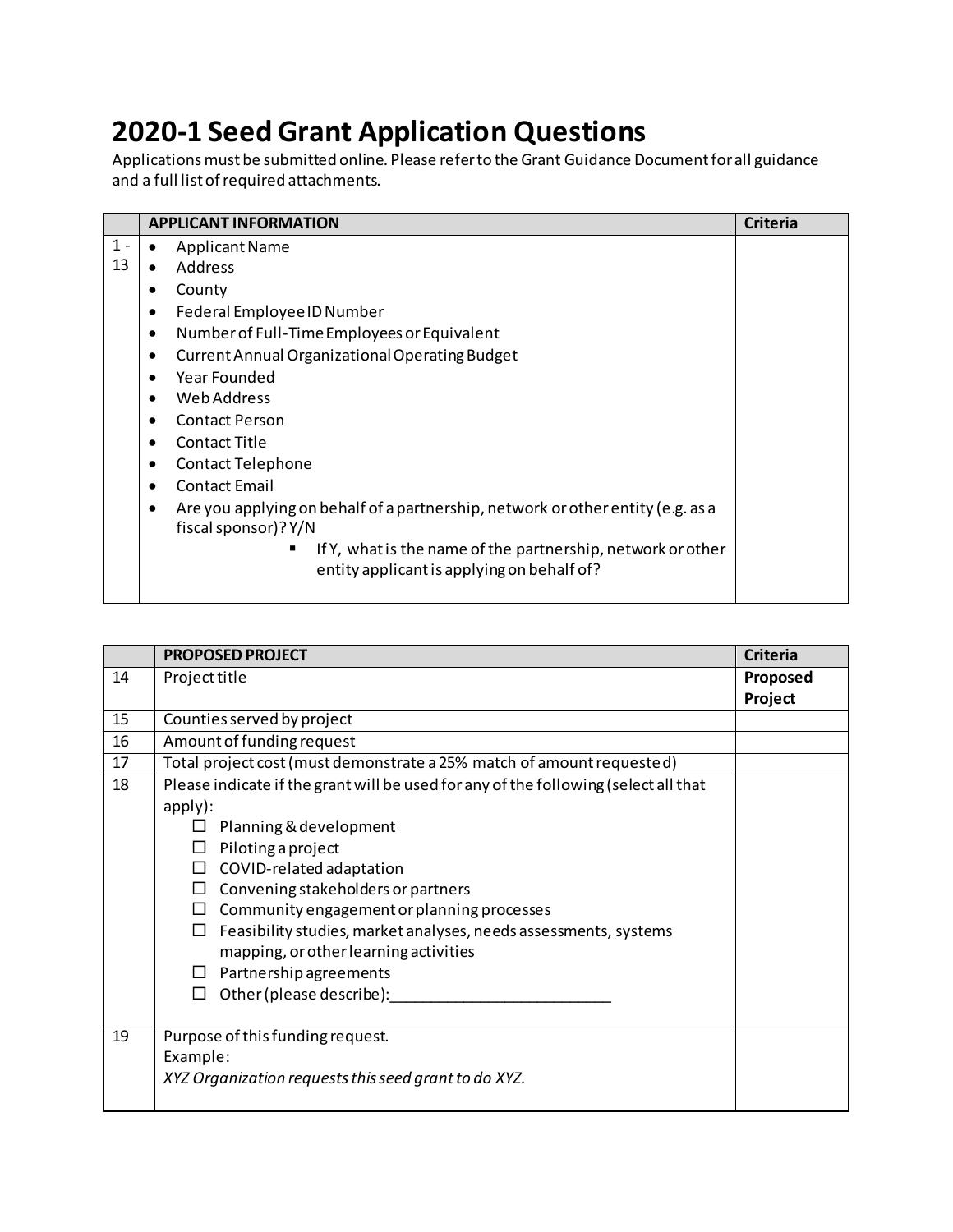# 2020-1 Seed Grant Application Questions

Applications must be submitted online. Please refer to the Grant Guidance Document for all guidance and a full list of required attachments.

| | APPLICANT INFORMATION | Criteria |
|---|---|---|
| 1 - 13 | • Applicant Name<br>• Address<br>• County<br>• Federal Employee ID Number<br>• Number of Full-Time Employees or Equivalent<br>• Current Annual Organizational Operating Budget<br>• Year Founded<br>• Web Address<br>• Contact Person<br>• Contact Title<br>• Contact Telephone<br>• Contact Email<br>• Are you applying on behalf of a partnership, network or other entity (e.g. as a fiscal sponsor)? Y/N<br>  ▪ If Y, what is the name of the partnership, network or other entity applicant is applying on behalf of? | |

| | PROPOSED PROJECT | Criteria |
|---|---|---|
| 14 | Project title | **Proposed Project** |
| 15 | Counties served by project | |
| 16 | Amount of funding request | |
| 17 | Total project cost (must demonstrate a 25% match of amount requested) | |
| 18 | Please indicate if the grant will be used for any of the following (select all that apply):<br>☐ Planning & development<br>☐ Piloting a project<br>☐ COVID-related adaptation<br>☐ Convening stakeholders or partners<br>☐ Community engagement or planning processes<br>☐ Feasibility studies, market analyses, needs assessments, systems mapping, or other learning activities<br>☐ Partnership agreements<br>☐ Other (please describe):__________________________ | |
| 19 | Purpose of this funding request.<br>Example:<br>*XYZ Organization requests this seed grant to do XYZ.* | |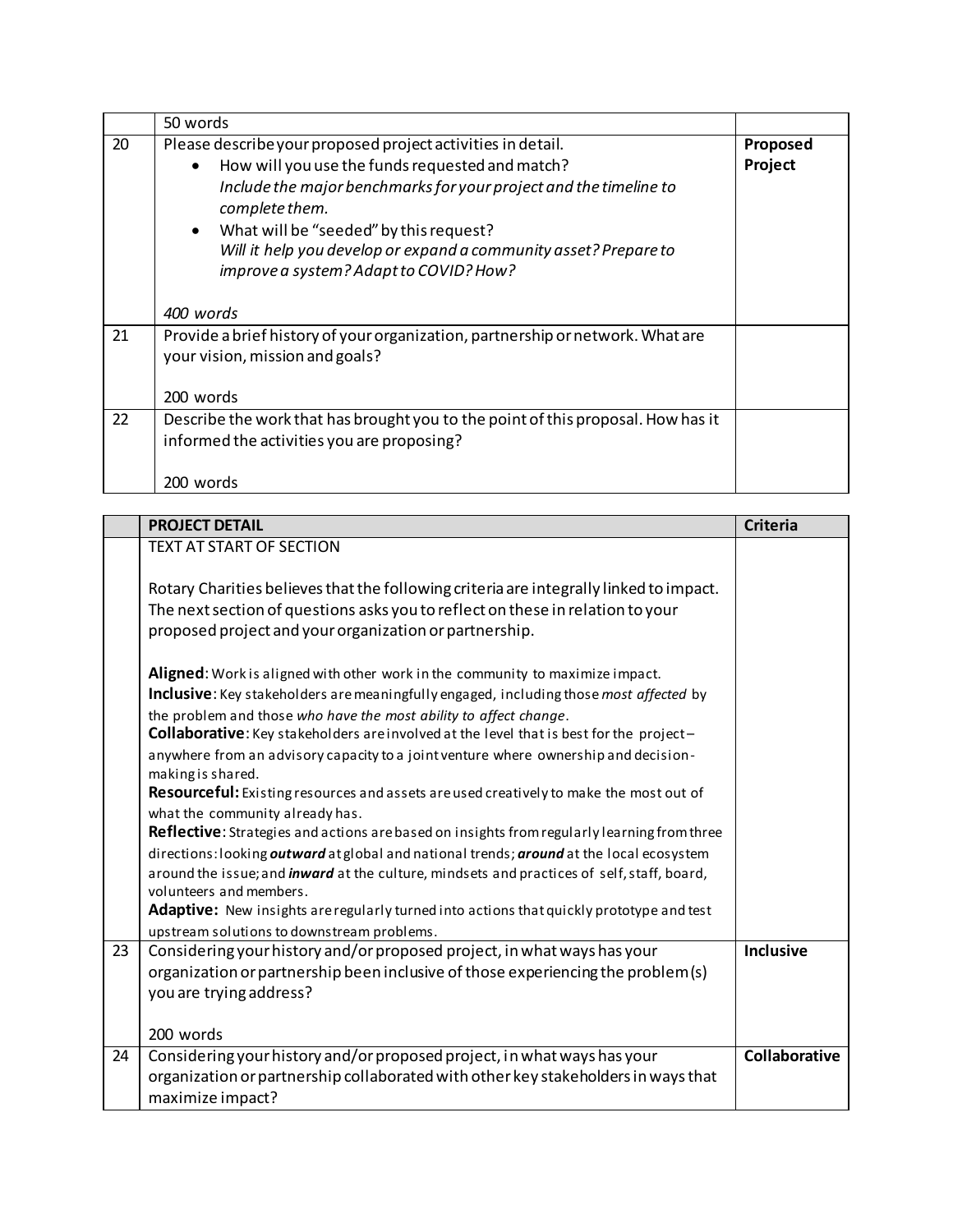| | | |
|---|---|---|
| | 50 words | |
| 20 | Please describe your proposed project activities in detail.<br>• How will you use the funds requested and match?<br>*Include the major benchmarks for your project and the timeline to complete them.*<br>• What will be "seeded" by this request?<br>*Will it help you develop or expand a community asset? Prepare to improve a system? Adapt to COVID? How?*<br><br>*400 words* | **Proposed Project** |
| 21 | Provide a brief history of your organization, partnership or network. What are your vision, mission and goals?<br><br>200 words | |
| 22 | Describe the work that has brought you to the point of this proposal. How has it informed the activities you are proposing?<br><br>200 words | |

| | **PROJECT DETAIL** | **Criteria** |
|---|---|---|
| | TEXT AT START OF SECTION<br><br>Rotary Charities believes that the following criteria are integrally linked to impact. The next section of questions asks you to reflect on these in relation to your proposed project and your organization or partnership.<br><br>**Aligned**: Work is aligned with other work in the community to maximize impact.<br>**Inclusive**: Key stakeholders are meaningfully engaged, including those *most affected* by the problem and those *who have the most ability to affect change*.<br>**Collaborative**: Key stakeholders are involved at the level that is best for the project – anywhere from an advisory capacity to a joint venture where ownership and decision-making is shared.<br>**Resourceful:** Existing resources and assets are used creatively to make the most out of what the community already has.<br>**Reflective**: Strategies and actions are based on insights from regularly learning from three directions: looking ***outward*** at global and national trends; ***around*** at the local ecosystem around the issue; and ***inward*** at the culture, mindsets and practices of self, staff, board, volunteers and members.<br>**Adaptive:** New insights are regularly turned into actions that quickly prototype and test upstream solutions to downstream problems. | |
| 23 | Considering your history and/or proposed project, in what ways has your organization or partnership been inclusive of those experiencing the problem(s) you are trying address?<br><br>200 words | **Inclusive** |
| 24 | Considering your history and/or proposed project, in what ways has your organization or partnership collaborated with other key stakeholders in ways that maximize impact? | **Collaborative** |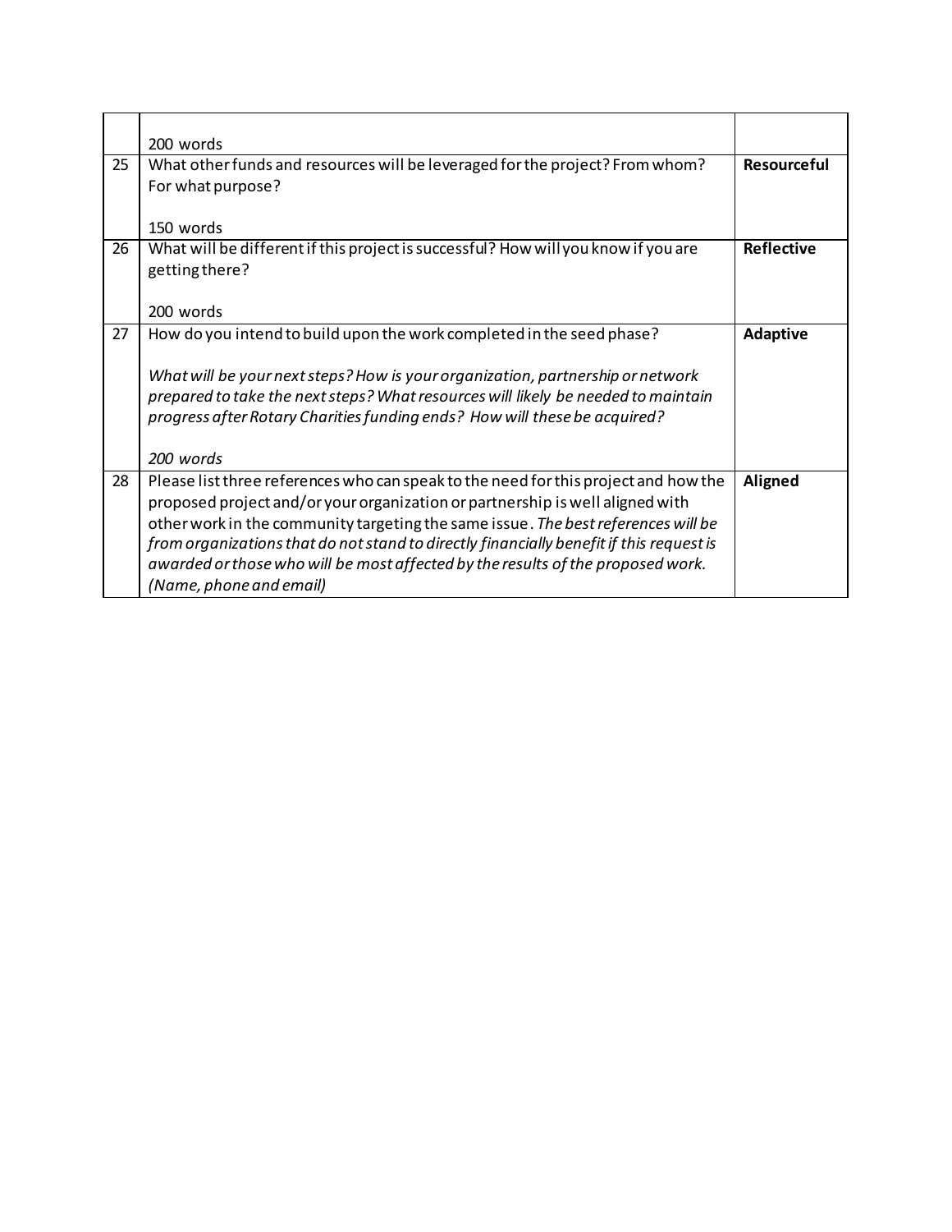| | | |
|---|---|---|
| | 200 words | |
| 25 | What other funds and resources will be leveraged for the project? From whom? For what purpose?<br><br>150 words | **Resourceful** |
| 26 | What will be different if this project is successful? How will you know if you are getting there?<br><br>200 words | **Reflective** |
| 27 | How do you intend to build upon the work completed in the seed phase?<br><br>*What will be your next steps? How is your organization, partnership or network prepared to take the next steps? What resources will likely be needed to maintain progress after Rotary Charities funding ends? How will these be acquired?*<br><br>*200 words* | **Adaptive** |
| 28 | Please list three references who can speak to the need for this project and how the proposed project and/or your organization or partnership is well aligned with other work in the community targeting the same issue. *The best references will be from organizations that do not stand to directly financially benefit if this request is awarded or those who will be most affected by the results of the proposed work. (Name, phone and email)* | **Aligned** |